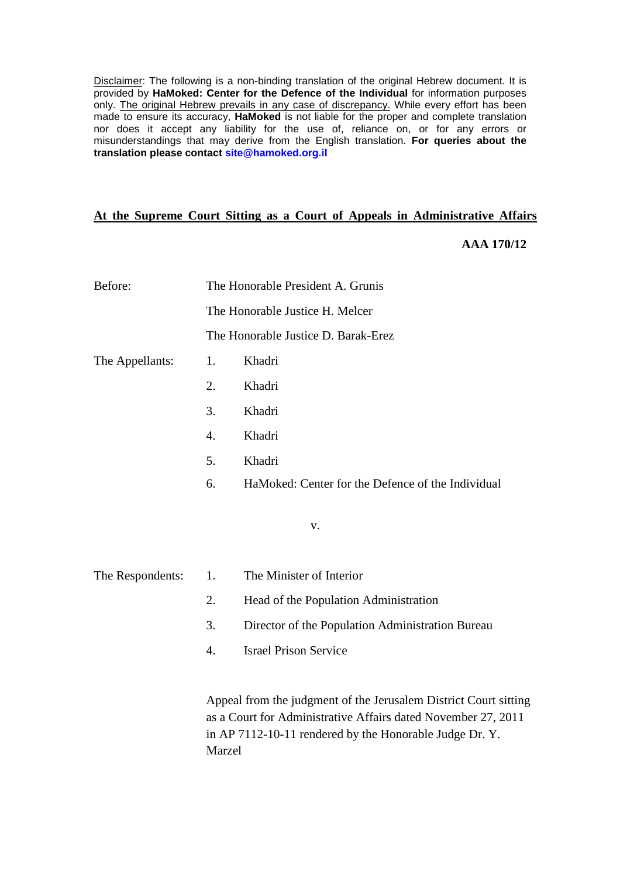Disclaimer: The following is a non-binding translation of the original Hebrew document. It is provided by **HaMoked: Center for the Defence of the Individual** for information purposes only. The original Hebrew prevails in any case of discrepancy. While every effort has been made to ensure its accuracy, **HaMoked** is not liable for the proper and complete translation nor does it accept any liability for the use of, reliance on, or for any errors or misunderstandings that may derive from the English translation. **For queries about the translation please contact site@hamoked.org.il**

**At the Supreme Court Sitting as a Court of Appeals in Administrative Affairs**

**AAA 170/12**

Before: The Honorable President A. Grunis

The Honorable Justice H. Melcer

The Honorable Justice D. Barak-Erez

The Appellants:
1. Khadri
2. Khadri
3. Khadri
4. Khadri
5. Khadri
6. HaMoked: Center for the Defence of the Individual

v.

The Respondents:
1. The Minister of Interior
2. Head of the Population Administration
3. Director of the Population Administration Bureau
4. Israel Prison Service

Appeal from the judgment of the Jerusalem District Court sitting as a Court for Administrative Affairs dated November 27, 2011 in AP 7112-10-11 rendered by the Honorable Judge Dr. Y. Marzel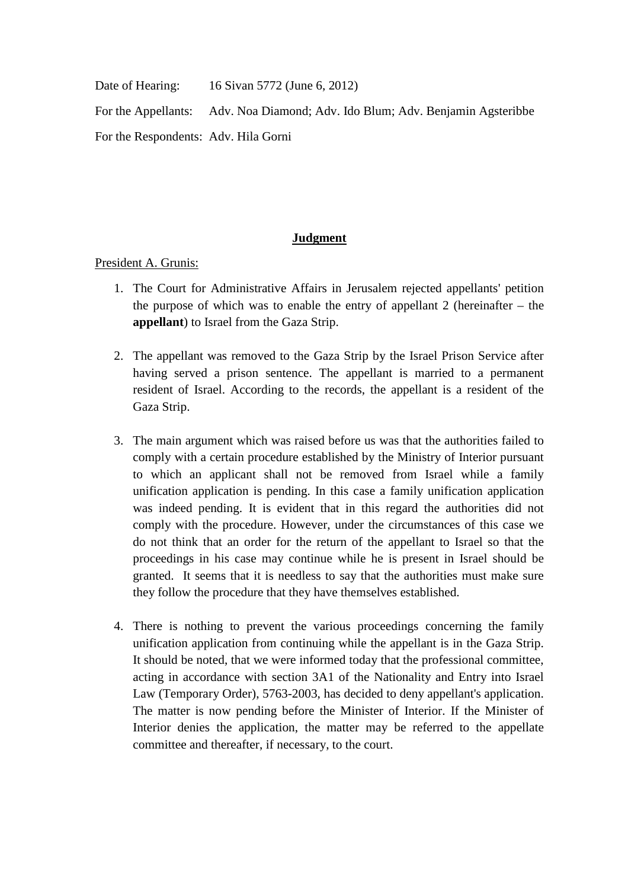Date of Hearing: 16 Sivan 5772 (June 6, 2012)

For the Appellants: Adv. Noa Diamond; Adv. Ido Blum; Adv. Benjamin Agsteribbe

For the Respondents: Adv. Hila Gorni

## Judgment

President A. Grunis:

1. The Court for Administrative Affairs in Jerusalem rejected appellants' petition the purpose of which was to enable the entry of appellant 2 (hereinafter – the **appellant**) to Israel from the Gaza Strip.

2. The appellant was removed to the Gaza Strip by the Israel Prison Service after having served a prison sentence. The appellant is married to a permanent resident of Israel. According to the records, the appellant is a resident of the Gaza Strip.

3. The main argument which was raised before us was that the authorities failed to comply with a certain procedure established by the Ministry of Interior pursuant to which an applicant shall not be removed from Israel while a family unification application is pending. In this case a family unification application was indeed pending. It is evident that in this regard the authorities did not comply with the procedure. However, under the circumstances of this case we do not think that an order for the return of the appellant to Israel so that the proceedings in his case may continue while he is present in Israel should be granted. It seems that it is needless to say that the authorities must make sure they follow the procedure that they have themselves established.

4. There is nothing to prevent the various proceedings concerning the family unification application from continuing while the appellant is in the Gaza Strip. It should be noted, that we were informed today that the professional committee, acting in accordance with section 3A1 of the Nationality and Entry into Israel Law (Temporary Order), 5763-2003, has decided to deny appellant's application. The matter is now pending before the Minister of Interior. If the Minister of Interior denies the application, the matter may be referred to the appellate committee and thereafter, if necessary, to the court.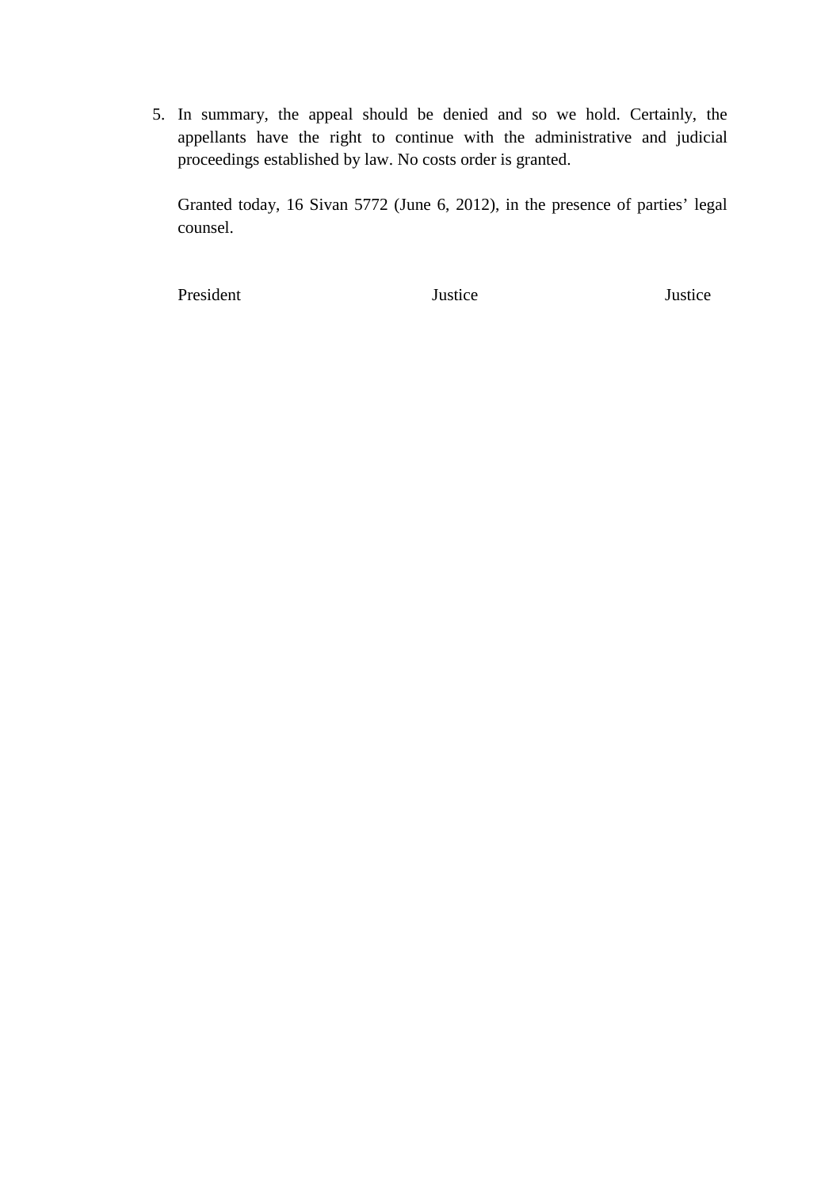5. In summary, the appeal should be denied and so we hold. Certainly, the appellants have the right to continue with the administrative and judicial proceedings established by law. No costs order is granted.

   Granted today, 16 Sivan 5772 (June 6, 2012), in the presence of parties' legal counsel.

   President Justice Justice